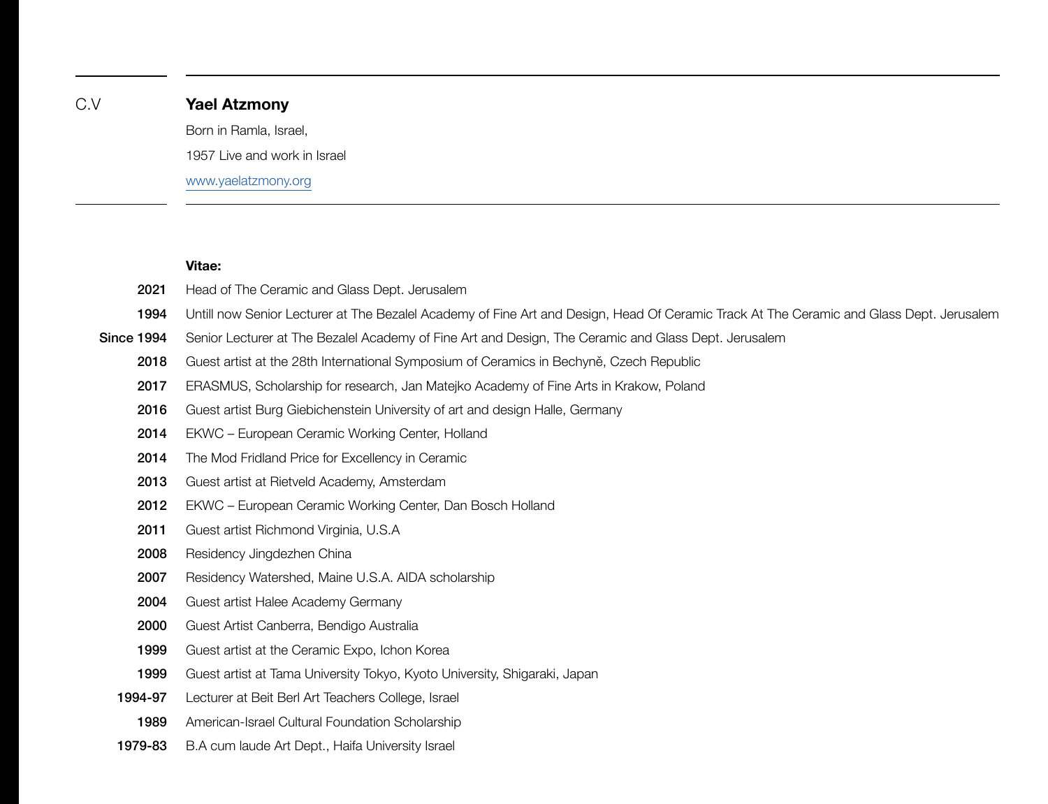C.V

# Yael Atzmony

Born in Ramla, Israel,

1957 Live and work in Israel

www.yaelatzmony.org

**Vitae:**

| | |
|---|---|
| **2021** | Head of The Ceramic and Glass Dept. Jerusalem |
| **1994** | Untill now Senior Lecturer at The Bezalel Academy of Fine Art and Design, Head Of Ceramic Track At The Ceramic and Glass Dept. Jerusalem |
| Since 1994 | Senior Lecturer at The Bezalel Academy of Fine Art and Design, The Ceramic and Glass Dept. Jerusalem |
| **2018** | Guest artist at the 28th International Symposium of Ceramics in Bechyně, Czech Republic |
| **2017** | ERASMUS, Scholarship for research, Jan Matejko Academy of Fine Arts in Krakow, Poland |
| **2016** | Guest artist Burg Giebichenstein University of art and design Halle, Germany |
| **2014** | EKWC – European Ceramic Working Center, Holland |
| **2014** | The Mod Fridland Price for Excellency in Ceramic |
| **2013** | Guest artist at Rietveld Academy, Amsterdam |
| **2012** | EKWC – European Ceramic Working Center, Dan Bosch Holland |
| **2011** | Guest artist Richmond Virginia, U.S.A |
| **2008** | Residency Jingdezhen China |
| **2007** | Residency Watershed, Maine U.S.A. AIDA scholarship |
| **2004** | Guest artist Halee Academy Germany |
| **2000** | Guest Artist Canberra, Bendigo Australia |
| **1999** | Guest artist at the Ceramic Expo, Ichon Korea |
| **1999** | Guest artist at Tama University Tokyo, Kyoto University, Shigaraki, Japan |
| **1994-97** | Lecturer at Beit Berl Art Teachers College, Israel |
| **1989** | American-Israel Cultural Foundation Scholarship |
| **1979-83** | B.A cum laude Art Dept., Haifa University Israel |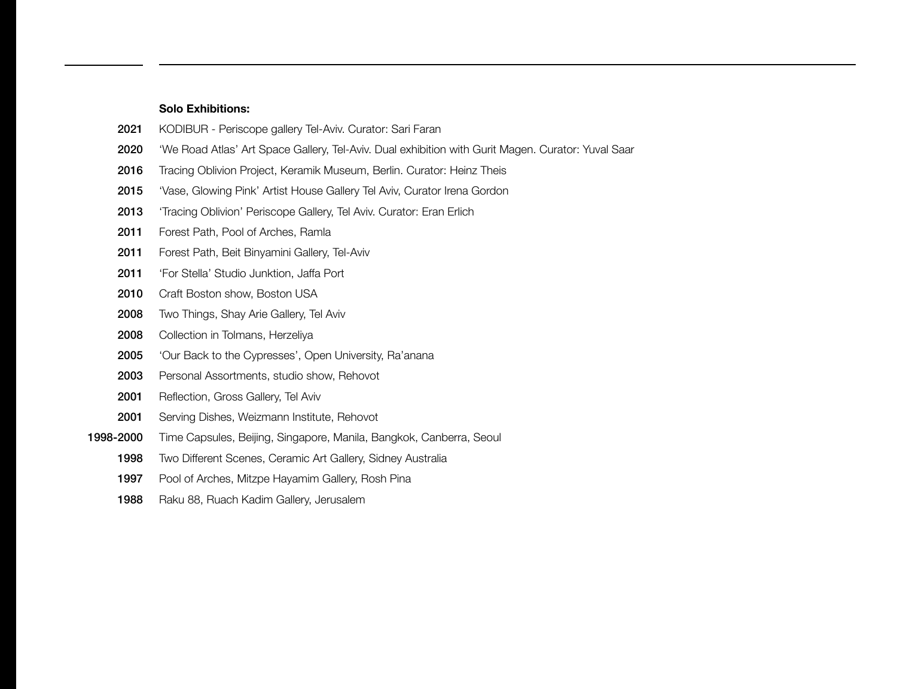**Solo Exhibitions:**

**2021** KODIBUR - Periscope gallery Tel-Aviv. Curator: Sari Faran

**2020** 'We Road Atlas' Art Space Gallery, Tel-Aviv. Dual exhibition with Gurit Magen. Curator: Yuval Saar

**2016** Tracing Oblivion Project, Keramik Museum, Berlin. Curator: Heinz Theis

**2015** 'Vase, Glowing Pink' Artist House Gallery Tel Aviv, Curator Irena Gordon

**2013** 'Tracing Oblivion' Periscope Gallery, Tel Aviv. Curator: Eran Erlich

**2011** Forest Path, Pool of Arches, Ramla

**2011** Forest Path, Beit Binyamini Gallery, Tel-Aviv

**2011** 'For Stella' Studio Junktion, Jaffa Port

**2010** Craft Boston show, Boston USA

**2008** Two Things, Shay Arie Gallery, Tel Aviv

**2008** Collection in Tolmans, Herzeliya

**2005** 'Our Back to the Cypresses', Open University, Ra'anana

**2003** Personal Assortments, studio show, Rehovot

**2001** Reflection, Gross Gallery, Tel Aviv

**2001** Serving Dishes, Weizmann Institute, Rehovot

**1998-2000** Time Capsules, Beijing, Singapore, Manila, Bangkok, Canberra, Seoul

**1998** Two Different Scenes, Ceramic Art Gallery, Sidney Australia

**1997** Pool of Arches, Mitzpe Hayamim Gallery, Rosh Pina

**1988** Raku 88, Ruach Kadim Gallery, Jerusalem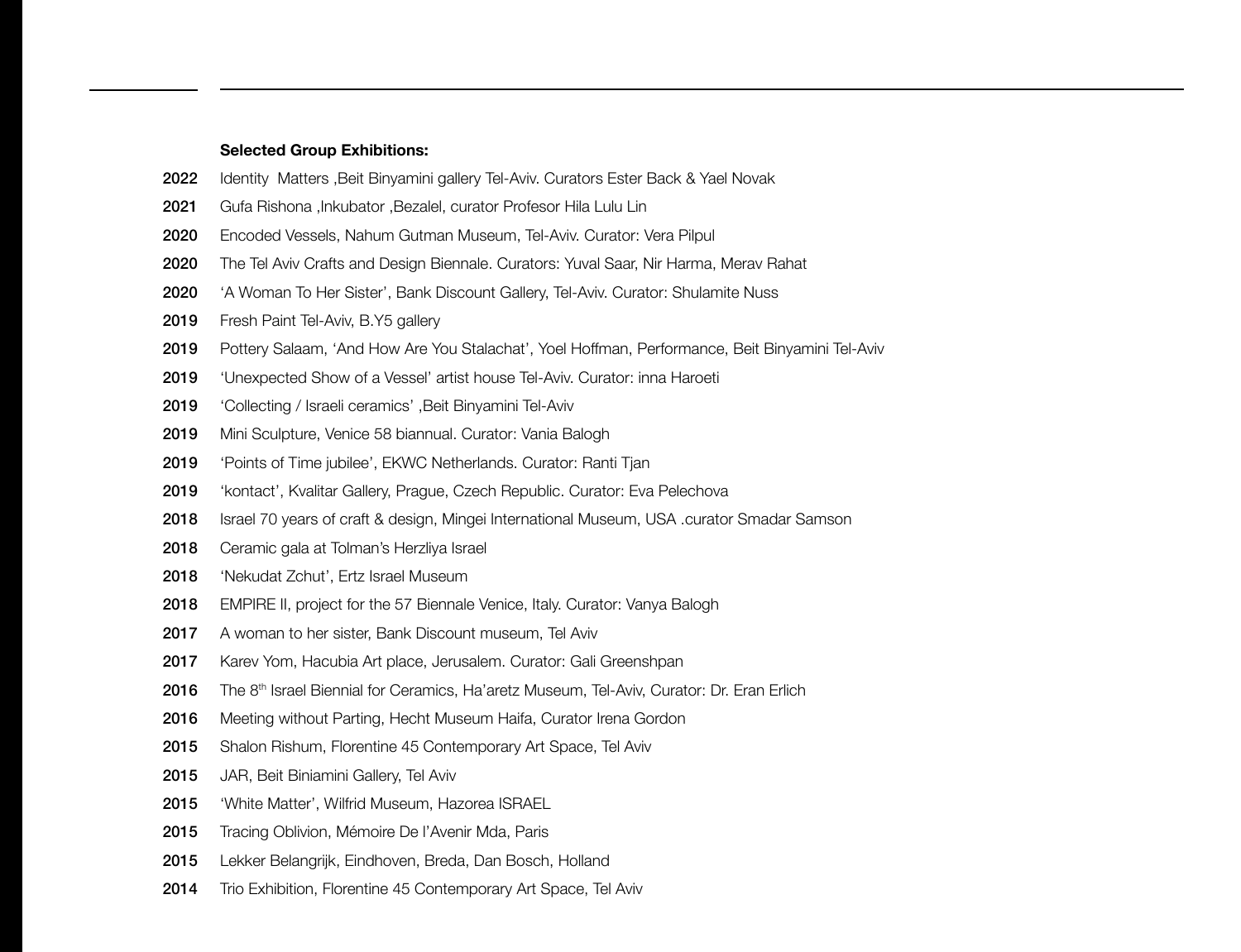**Selected Group Exhibitions:**

2022 Identity  Matters ,Beit Binyamini gallery Tel-Aviv. Curators Ester Back & Yael Novak

2021 Gufa Rishona ,Inkubator ,Bezalel, curator Profesor Hila Lulu Lin

2020 Encoded Vessels, Nahum Gutman Museum, Tel-Aviv. Curator: Vera Pilpul

2020 The Tel Aviv Crafts and Design Biennale. Curators: Yuval Saar, Nir Harma, Merav Rahat

2020 ‘A Woman To Her Sister’, Bank Discount Gallery, Tel-Aviv. Curator: Shulamite Nuss

2019 Fresh Paint Tel-Aviv, B.Y5 gallery

2019 Pottery Salaam, ‘And How Are You Stalachat’, Yoel Hoffman, Performance, Beit Binyamini Tel-Aviv

2019 ‘Unexpected Show of a Vessel’ artist house Tel-Aviv. Curator: inna Haroeti

2019 ‘Collecting / Israeli ceramics’ ,Beit Binyamini Tel-Aviv

2019 Mini Sculpture, Venice 58 biannual. Curator: Vania Balogh

2019 ‘Points of Time jubilee’, EKWC Netherlands. Curator: Ranti Tjan

2019 ‘kontact’, Kvalitar Gallery, Prague, Czech Republic. Curator: Eva Pelechova

2018 Israel 70 years of craft & design, Mingei International Museum, USA .curator Smadar Samson

2018 Ceramic gala at Tolman’s Herzliya Israel

2018 ‘Nekudat Zchut’, Ertz Israel Museum

2018 EMPIRE II, project for the 57 Biennale Venice, Italy. Curator: Vanya Balogh

2017 A woman to her sister, Bank Discount museum, Tel Aviv

2017 Karev Yom, Hacubia Art place, Jerusalem. Curator: Gali Greenshpan

2016 The 8th Israel Biennial for Ceramics, Ha’aretz Museum, Tel-Aviv, Curator: Dr. Eran Erlich

2016 Meeting without Parting, Hecht Museum Haifa, Curator Irena Gordon

2015 Shalon Rishum, Florentine 45 Contemporary Art Space, Tel Aviv

2015 JAR, Beit Biniamini Gallery, Tel Aviv

2015 ‘White Matter’, Wilfrid Museum, Hazorea ISRAEL

2015 Tracing Oblivion, Mémoire De l’Avenir Mda, Paris

2015 Lekker Belangrijk, Eindhoven, Breda, Dan Bosch, Holland

2014 Trio Exhibition, Florentine 45 Contemporary Art Space, Tel Aviv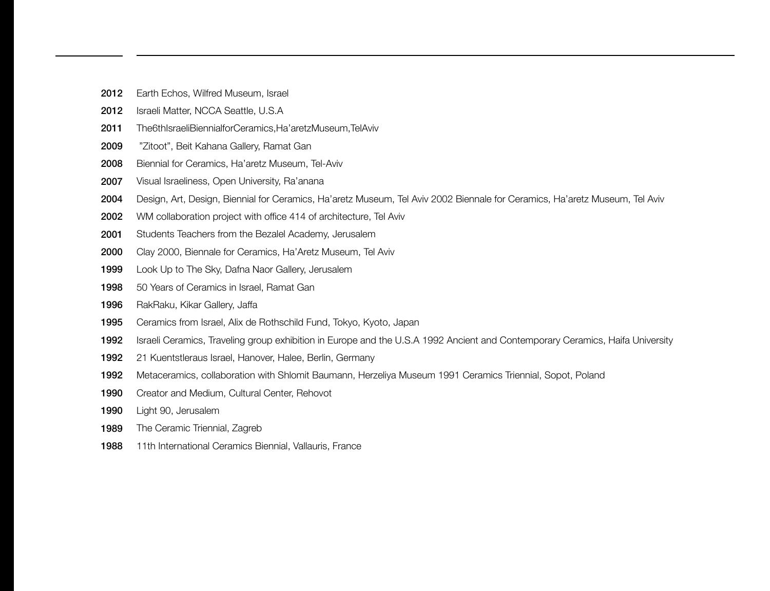**2012** Earth Echos, Wilfred Museum, Israel

**2012** Israeli Matter, NCCA Seattle, U.S.A

**2011** The6thIsraeliBiennialforCeramics,Ha’aretzMuseum,TelAviv

**2009** ”Zitoot”, Beit Kahana Gallery, Ramat Gan

**2008** Biennial for Ceramics, Ha’aretz Museum, Tel-Aviv

**2007** Visual Israeliness, Open University, Ra’anana

**2004** Design, Art, Design, Biennial for Ceramics, Ha’aretz Museum, Tel Aviv 2002 Biennale for Ceramics, Ha’aretz Museum, Tel Aviv

**2002** WM collaboration project with office 414 of architecture, Tel Aviv

**2001** Students Teachers from the Bezalel Academy, Jerusalem

**2000** Clay 2000, Biennale for Ceramics, Ha’Aretz Museum, Tel Aviv

**1999** Look Up to The Sky, Dafna Naor Gallery, Jerusalem

**1998** 50 Years of Ceramics in Israel, Ramat Gan

**1996** RakRaku, Kikar Gallery, Jaffa

**1995** Ceramics from Israel, Alix de Rothschild Fund, Tokyo, Kyoto, Japan

**1992** Israeli Ceramics, Traveling group exhibition in Europe and the U.S.A 1992 Ancient and Contemporary Ceramics, Haifa University

**1992** 21 Kuentstleraus Israel, Hanover, Halee, Berlin, Germany

**1992** Metaceramics, collaboration with Shlomit Baumann, Herzeliya Museum 1991 Ceramics Triennial, Sopot, Poland

**1990** Creator and Medium, Cultural Center, Rehovot

**1990** Light 90, Jerusalem

**1989** The Ceramic Triennial, Zagreb

**1988** 11th International Ceramics Biennial, Vallauris, France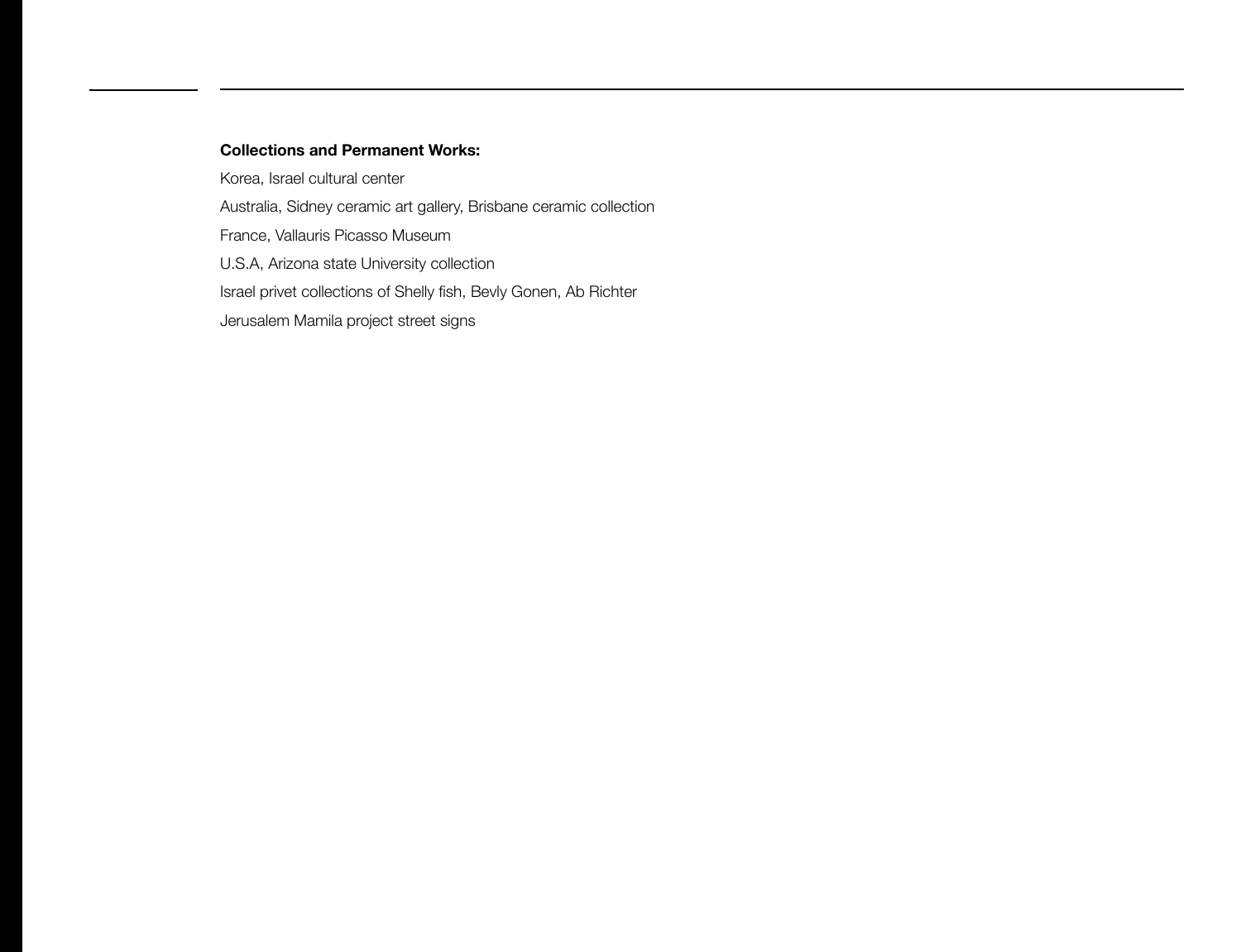**Collections and Permanent Works:**

Korea, Israel cultural center

Australia, Sidney ceramic art gallery, Brisbane ceramic collection

France, Vallauris Picasso Museum

U.S.A, Arizona state University collection

Israel privet collections of Shelly fish, Bevly Gonen, Ab Richter

Jerusalem Mamila project street signs